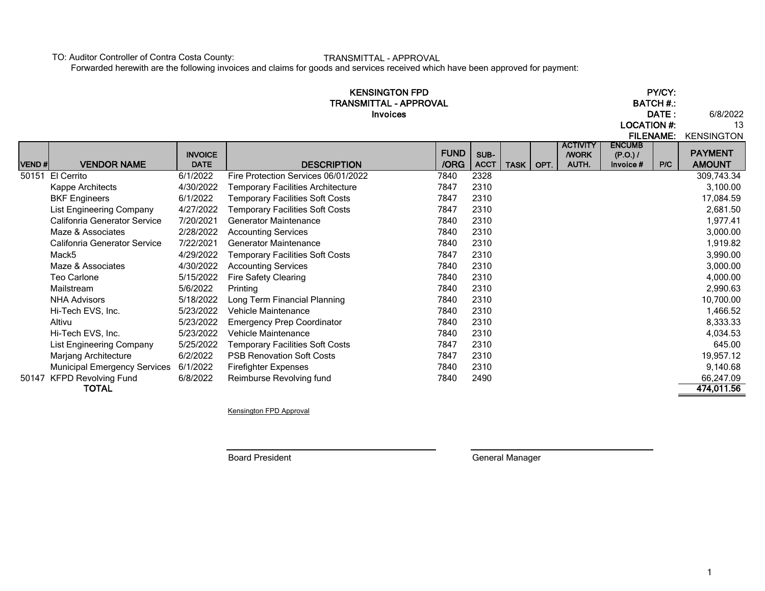TO: Auditor Controller of Contra Costa County: TRANSMITTAL - APPROVAL

Forwarded herewith are the following invoices and claims for goods and services received which have been approved for payment:

**KENSINGTON FPD**
**TRANSMITTAL - APPROVAL**
**Invoices**

**PY/CY:**
**BATCH #.:**
**DATE :** 6/8/2022
**LOCATION #:** 13
**FILENAME:** KENSINGTON

| VEND # | VENDOR NAME | INVOICE DATE | DESCRIPTION | FUND /ORG | SUB-ACCT | TASK | OPT. | ACTIVITY /WORK AUTH. | ENCUMB (P.O.) / Invoice # | P/C | PAYMENT AMOUNT |
|---|---|---|---|---|---|---|---|---|---|---|---|
| 50151 | El Cerrito | 6/1/2022 | Fire Protection Services 06/01/2022 | 7840 | 2328 | | | | | | 309,743.34 |
| | Kappe Architects | 4/30/2022 | Temporary Facilities Architecture | 7847 | 2310 | | | | | | 3,100.00 |
| | BKF Engineers | 6/1/2022 | Temporary Facilities Soft Costs | 7847 | 2310 | | | | | | 17,084.59 |
| | List Engineering Company | 4/27/2022 | Temporary Facilities Soft Costs | 7847 | 2310 | | | | | | 2,681.50 |
| | Califonria Generator Service | 7/20/2021 | Generator Maintenance | 7840 | 2310 | | | | | | 1,977.41 |
| | Maze & Associates | 2/28/2022 | Accounting Services | 7840 | 2310 | | | | | | 3,000.00 |
| | Califonria Generator Service | 7/22/2021 | Generator Maintenance | 7840 | 2310 | | | | | | 1,919.82 |
| | Mack5 | 4/29/2022 | Temporary Facilities Soft Costs | 7847 | 2310 | | | | | | 3,990.00 |
| | Maze & Associates | 4/30/2022 | Accounting Services | 7840 | 2310 | | | | | | 3,000.00 |
| | Teo Carlone | 5/15/2022 | Fire Safety Clearing | 7840 | 2310 | | | | | | 4,000.00 |
| | Mailstream | 5/6/2022 | Printing | 7840 | 2310 | | | | | | 2,990.63 |
| | NHA Advisors | 5/18/2022 | Long Term Financial Planning | 7840 | 2310 | | | | | | 10,700.00 |
| | Hi-Tech EVS, Inc. | 5/23/2022 | Vehicle Maintenance | 7840 | 2310 | | | | | | 1,466.52 |
| | Altivu | 5/23/2022 | Emergency Prep Coordinator | 7840 | 2310 | | | | | | 8,333.33 |
| | Hi-Tech EVS, Inc. | 5/23/2022 | Vehicle Maintenance | 7840 | 2310 | | | | | | 4,034.53 |
| | List Engineering Company | 5/25/2022 | Temporary Facilities Soft Costs | 7847 | 2310 | | | | | | 645.00 |
| | Marjang Architecture | 6/2/2022 | PSB Renovation Soft Costs | 7847 | 2310 | | | | | | 19,957.12 |
| | Municipal Emergency Services | 6/1/2022 | Firefighter Expenses | 7840 | 2310 | | | | | | 9,140.68 |
| 50147 | KFPD Revolving Fund | 6/8/2022 | Reimburse Revolving fund | 7840 | 2490 | | | | | | 66,247.09 |
| | **TOTAL** | | | | | | | | | | **474,011.56** |

Kensington FPD Approval

Board President

General Manager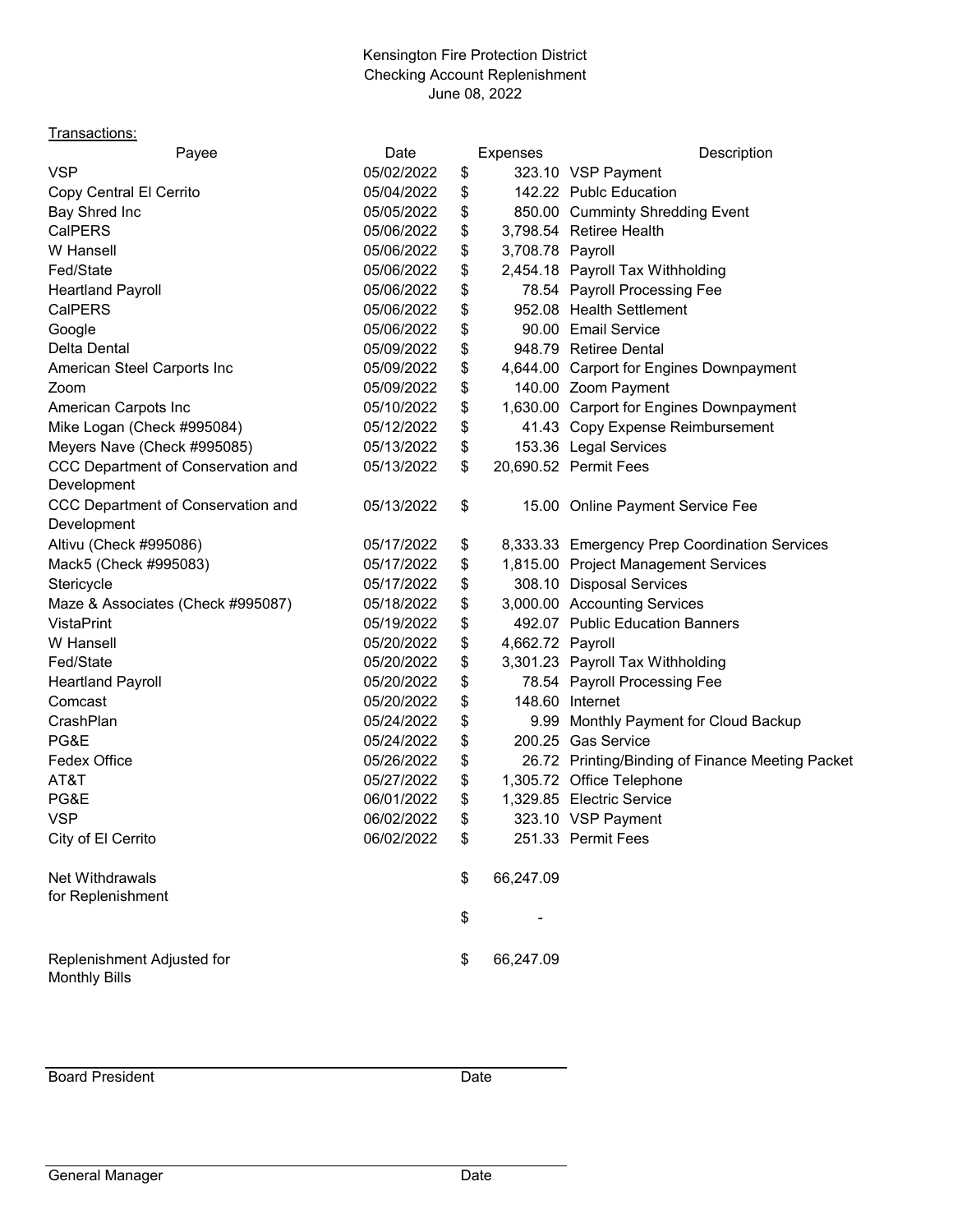Kensington Fire Protection District
Checking Account Replenishment
June 08, 2022

Transactions:

| Payee | Date | Expenses | Description |
|---|---|---|---|
| VSP | 05/02/2022 | $ 323.10 | VSP Payment |
| Copy Central El Cerrito | 05/04/2022 | $ 142.22 | Publc Education |
| Bay Shred Inc | 05/05/2022 | $ 850.00 | Cumminty Shredding Event |
| CalPERS | 05/06/2022 | $ 3,798.54 | Retiree Health |
| W Hansell | 05/06/2022 | $ 3,708.78 | Payroll |
| Fed/State | 05/06/2022 | $ 2,454.18 | Payroll Tax Withholding |
| Heartland Payroll | 05/06/2022 | $ 78.54 | Payroll Processing Fee |
| CalPERS | 05/06/2022 | $ 952.08 | Health Settlement |
| Google | 05/06/2022 | $ 90.00 | Email Service |
| Delta Dental | 05/09/2022 | $ 948.79 | Retiree Dental |
| American Steel Carports Inc | 05/09/2022 | $ 4,644.00 | Carport for Engines Downpayment |
| Zoom | 05/09/2022 | $ 140.00 | Zoom Payment |
| American Carpots Inc | 05/10/2022 | $ 1,630.00 | Carport for Engines Downpayment |
| Mike Logan (Check #995084) | 05/12/2022 | $ 41.43 | Copy Expense Reimbursement |
| Meyers Nave (Check #995085) | 05/13/2022 | $ 153.36 | Legal Services |
| CCC Department of Conservation and Development | 05/13/2022 | $ 20,690.52 | Permit Fees |
| CCC Department of Conservation and Development | 05/13/2022 | $ 15.00 | Online Payment Service Fee |
| Altivu (Check #995086) | 05/17/2022 | $ 8,333.33 | Emergency Prep Coordination Services |
| Mack5 (Check #995083) | 05/17/2022 | $ 1,815.00 | Project Management Services |
| Stericycle | 05/17/2022 | $ 308.10 | Disposal Services |
| Maze & Associates (Check #995087) | 05/18/2022 | $ 3,000.00 | Accounting Services |
| VistaPrint | 05/19/2022 | $ 492.07 | Public Education Banners |
| W Hansell | 05/20/2022 | $ 4,662.72 | Payroll |
| Fed/State | 05/20/2022 | $ 3,301.23 | Payroll Tax Withholding |
| Heartland Payroll | 05/20/2022 | $ 78.54 | Payroll Processing Fee |
| Comcast | 05/20/2022 | $ 148.60 | Internet |
| CrashPlan | 05/24/2022 | $ 9.99 | Monthly Payment for Cloud Backup |
| PG&E | 05/24/2022 | $ 200.25 | Gas Service |
| Fedex Office | 05/26/2022 | $ 26.72 | Printing/Binding of Finance Meeting Packet |
| AT&T | 05/27/2022 | $ 1,305.72 | Office Telephone |
| PG&E | 06/01/2022 | $ 1,329.85 | Electric Service |
| VSP | 06/02/2022 | $ 323.10 | VSP Payment |
| City of El Cerrito | 06/02/2022 | $ 251.33 | Permit Fees |
| Net Withdrawals for Replenishment | | $ 66,247.09 | |
| | | $ - | |
| Replenishment Adjusted for Monthly Bills | | $ 66,247.09 | |

Board President &nbsp;&nbsp;&nbsp;&nbsp;&nbsp;&nbsp;&nbsp;&nbsp; Date

General Manager &nbsp;&nbsp;&nbsp;&nbsp;&nbsp;&nbsp;&nbsp;&nbsp; Date